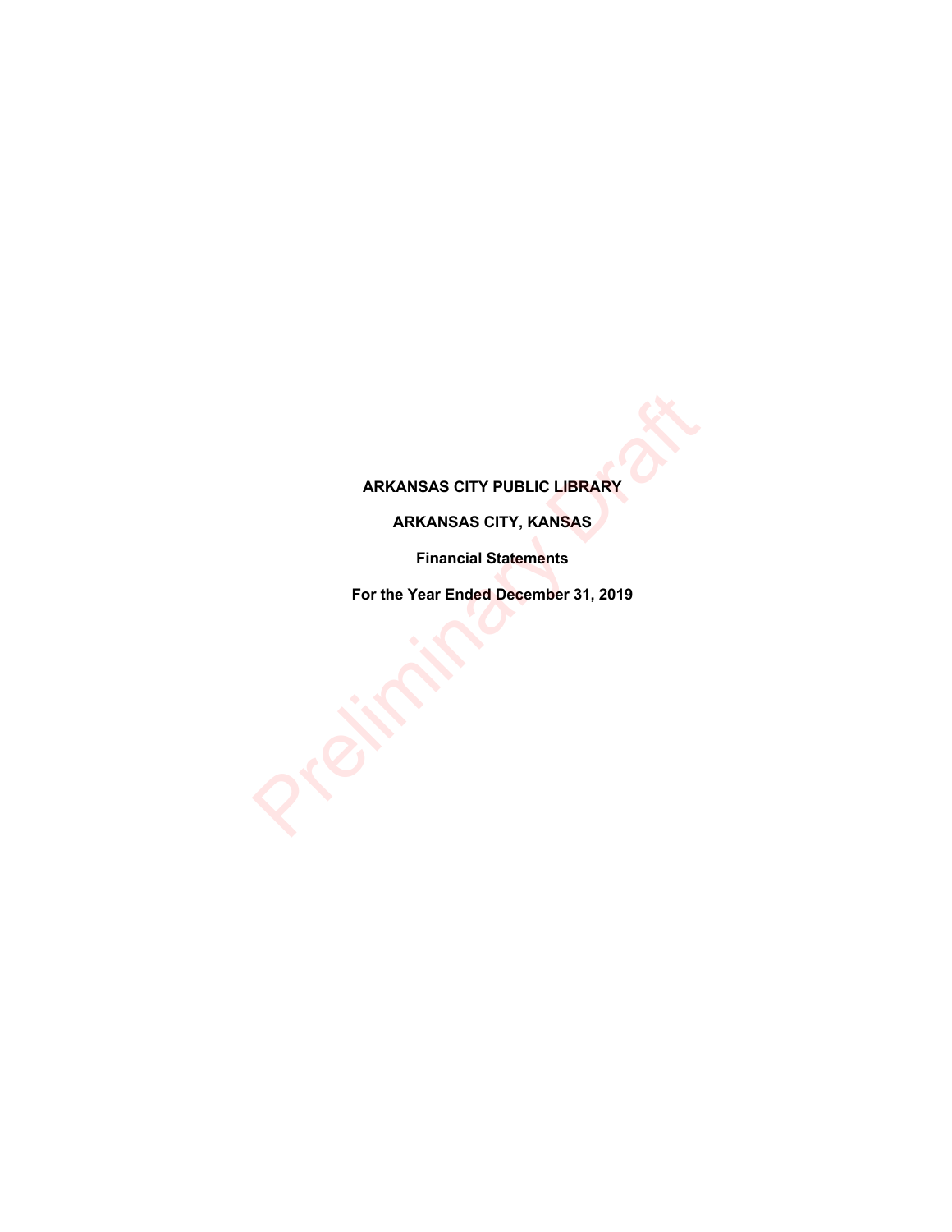# ARKANSAS CITY PUBLIC LIBRARY

## ARKANSAS CITY, KANSAS

### Financial Statements

### For the Year Ended December 31, 2019

Preliminary Draft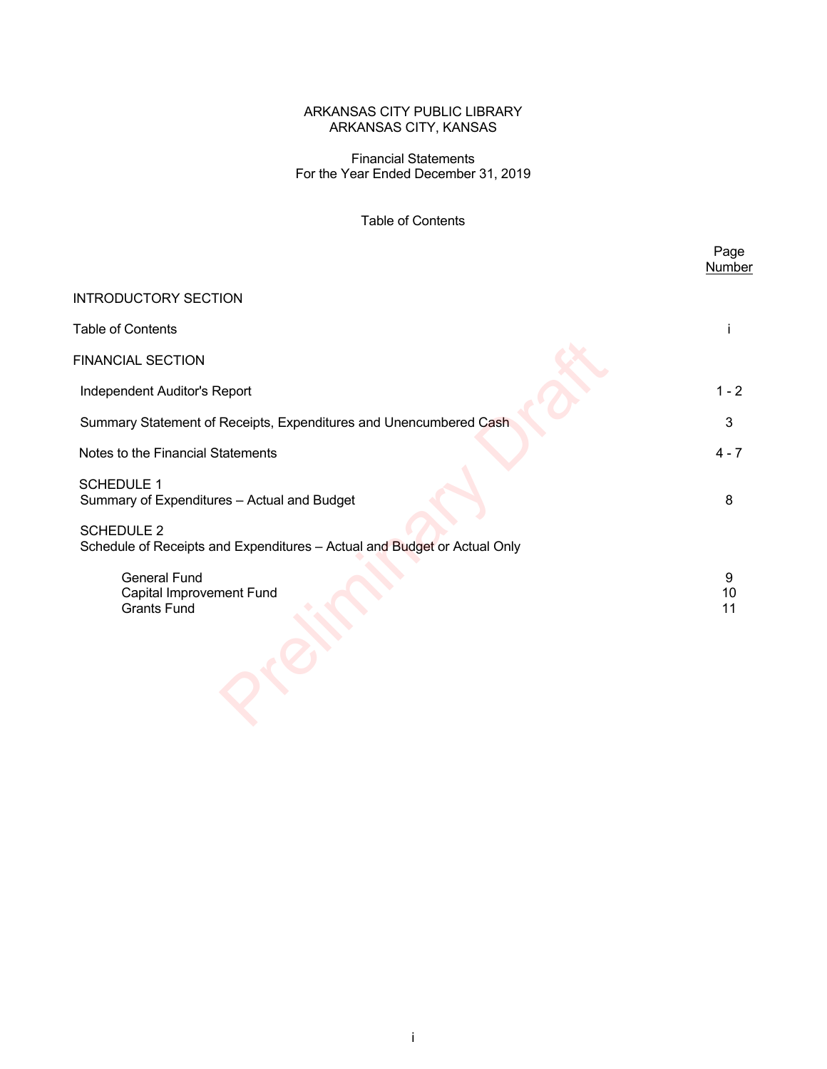ARKANSAS CITY PUBLIC LIBRARY
ARKANSAS CITY, KANSAS

Financial Statements
For the Year Ended December 31, 2019

Table of Contents

| | Page Number |
|---|---|
| INTRODUCTORY SECTION | |
| Table of Contents | i |
| FINANCIAL SECTION | |
| Independent Auditor's Report | 1 - 2 |
| Summary Statement of Receipts, Expenditures and Unencumbered Cash | 3 |
| Notes to the Financial Statements | 4 - 7 |
| SCHEDULE 1<br>Summary of Expenditures – Actual and Budget | 8 |
| SCHEDULE 2<br>Schedule of Receipts and Expenditures – Actual and Budget or Actual Only | |
| General Fund | 9 |
| Capital Improvement Fund | 10 |
| Grants Fund | 11 |

Preliminary Draft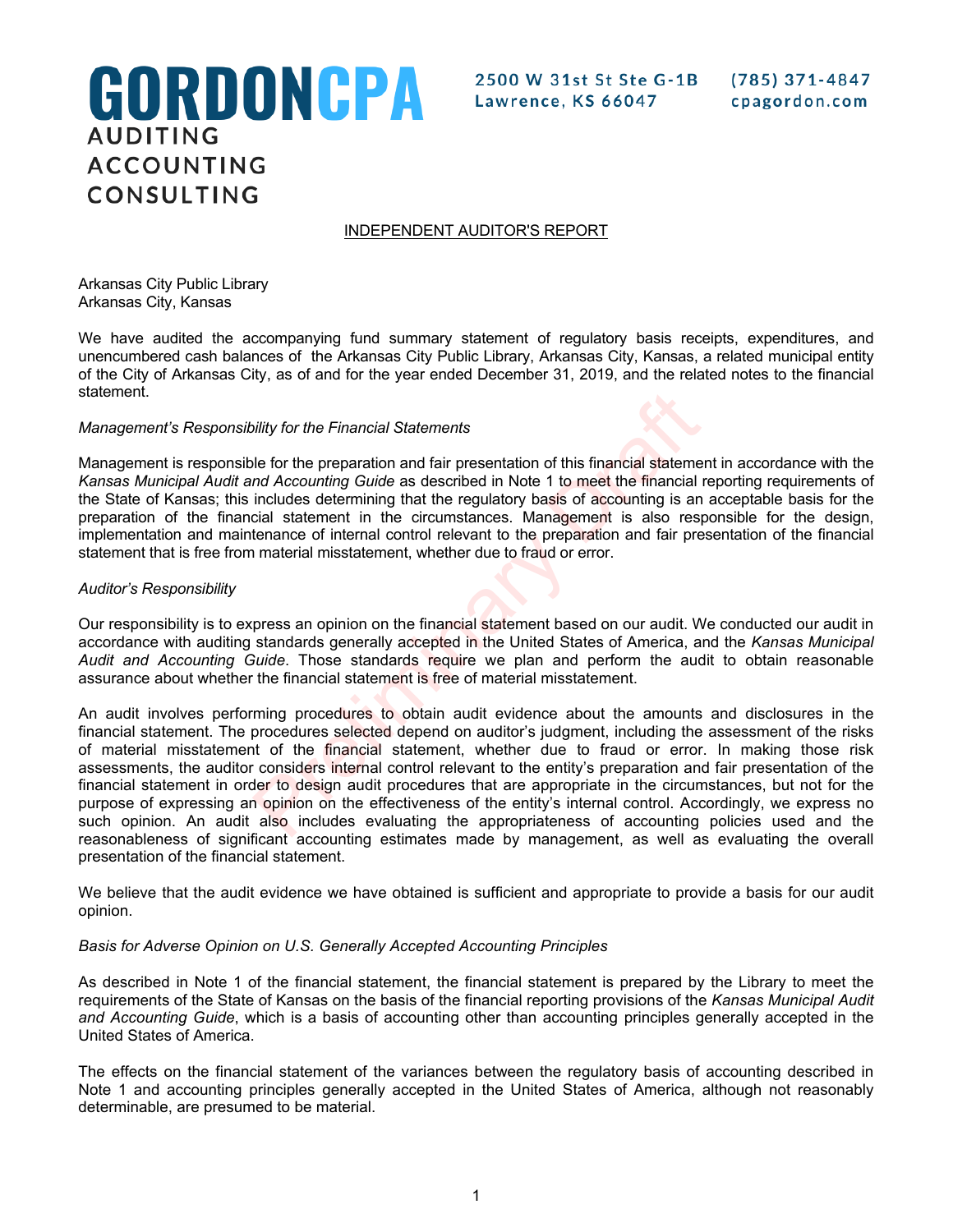**GORDONCPA**
AUDITING
ACCOUNTING
CONSULTING

2500 W 31st St Ste G-1B
Lawrence, KS 66047

(785) 371-4847
cpagordon.com

## INDEPENDENT AUDITOR'S REPORT

Arkansas City Public Library
Arkansas City, Kansas

We have audited the accompanying fund summary statement of regulatory basis receipts, expenditures, and unencumbered cash balances of the Arkansas City Public Library, Arkansas City, Kansas, a related municipal entity of the City of Arkansas City, as of and for the year ended December 31, 2019, and the related notes to the financial statement.

*Management's Responsibility for the Financial Statements*

Management is responsible for the preparation and fair presentation of this financial statement in accordance with the *Kansas Municipal Audit and Accounting Guide* as described in Note 1 to meet the financial reporting requirements of the State of Kansas; this includes determining that the regulatory basis of accounting is an acceptable basis for the preparation of the financial statement in the circumstances. Management is also responsible for the design, implementation and maintenance of internal control relevant to the preparation and fair presentation of the financial statement that is free from material misstatement, whether due to fraud or error.

*Auditor's Responsibility*

Our responsibility is to express an opinion on the financial statement based on our audit. We conducted our audit in accordance with auditing standards generally accepted in the United States of America, and the *Kansas Municipal Audit and Accounting Guide*. Those standards require we plan and perform the audit to obtain reasonable assurance about whether the financial statement is free of material misstatement.

An audit involves performing procedures to obtain audit evidence about the amounts and disclosures in the financial statement. The procedures selected depend on auditor's judgment, including the assessment of the risks of material misstatement of the financial statement, whether due to fraud or error. In making those risk assessments, the auditor considers internal control relevant to the entity's preparation and fair presentation of the financial statement in order to design audit procedures that are appropriate in the circumstances, but not for the purpose of expressing an opinion on the effectiveness of the entity's internal control. Accordingly, we express no such opinion. An audit also includes evaluating the appropriateness of accounting policies used and the reasonableness of significant accounting estimates made by management, as well as evaluating the overall presentation of the financial statement.

We believe that the audit evidence we have obtained is sufficient and appropriate to provide a basis for our audit opinion.

*Basis for Adverse Opinion on U.S. Generally Accepted Accounting Principles*

As described in Note 1 of the financial statement, the financial statement is prepared by the Library to meet the requirements of the State of Kansas on the basis of the financial reporting provisions of the *Kansas Municipal Audit and Accounting Guide*, which is a basis of accounting other than accounting principles generally accepted in the United States of America.

The effects on the financial statement of the variances between the regulatory basis of accounting described in Note 1 and accounting principles generally accepted in the United States of America, although not reasonably determinable, are presumed to be material.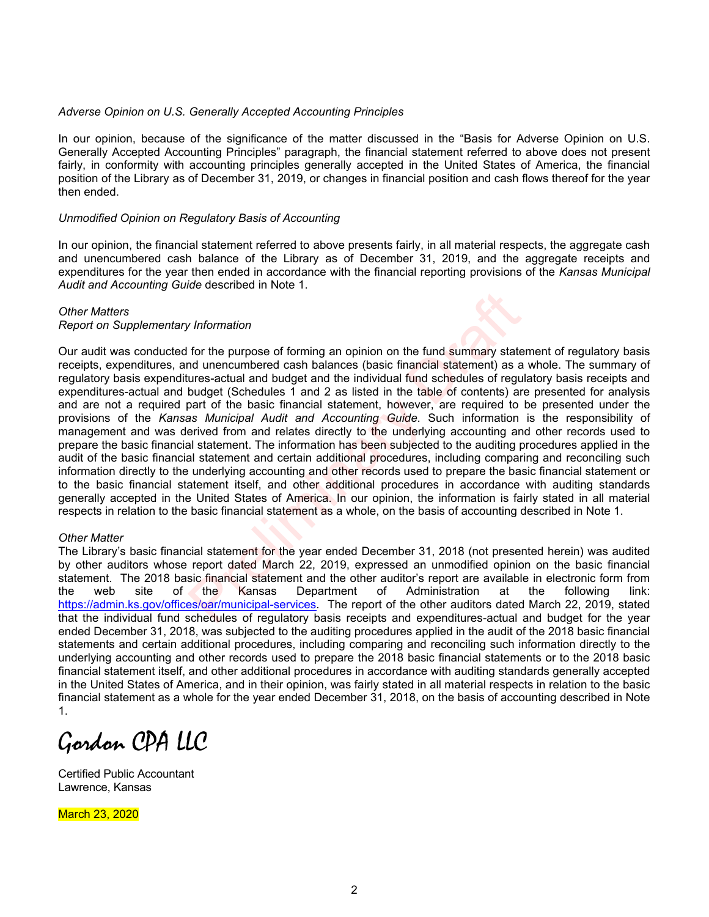*Adverse Opinion on U.S. Generally Accepted Accounting Principles*

In our opinion, because of the significance of the matter discussed in the "Basis for Adverse Opinion on U.S. Generally Accepted Accounting Principles" paragraph, the financial statement referred to above does not present fairly, in conformity with accounting principles generally accepted in the United States of America, the financial position of the Library as of December 31, 2019, or changes in financial position and cash flows thereof for the year then ended.

*Unmodified Opinion on Regulatory Basis of Accounting*

In our opinion, the financial statement referred to above presents fairly, in all material respects, the aggregate cash and unencumbered cash balance of the Library as of December 31, 2019, and the aggregate receipts and expenditures for the year then ended in accordance with the financial reporting provisions of the *Kansas Municipal Audit and Accounting Guide* described in Note 1.

*Other Matters*
*Report on Supplementary Information*

Our audit was conducted for the purpose of forming an opinion on the fund summary statement of regulatory basis receipts, expenditures, and unencumbered cash balances (basic financial statement) as a whole. The summary of regulatory basis expenditures-actual and budget and the individual fund schedules of regulatory basis receipts and expenditures-actual and budget (Schedules 1 and 2 as listed in the table of contents) are presented for analysis and are not a required part of the basic financial statement, however, are required to be presented under the provisions of the *Kansas Municipal Audit and Accounting Guide*. Such information is the responsibility of management and was derived from and relates directly to the underlying accounting and other records used to prepare the basic financial statement. The information has been subjected to the auditing procedures applied in the audit of the basic financial statement and certain additional procedures, including comparing and reconciling such information directly to the underlying accounting and other records used to prepare the basic financial statement or to the basic financial statement itself, and other additional procedures in accordance with auditing standards generally accepted in the United States of America. In our opinion, the information is fairly stated in all material respects in relation to the basic financial statement as a whole, on the basis of accounting described in Note 1.

*Other Matter*

The Library's basic financial statement for the year ended December 31, 2018 (not presented herein) was audited by other auditors whose report dated March 22, 2019, expressed an unmodified opinion on the basic financial statement. The 2018 basic financial statement and the other auditor's report are available in electronic form from the web site of the Kansas Department of Administration at the following link: https://admin.ks.gov/offices/oar/municipal-services. The report of the other auditors dated March 22, 2019, stated that the individual fund schedules of regulatory basis receipts and expenditures-actual and budget for the year ended December 31, 2018, was subjected to the auditing procedures applied in the audit of the 2018 basic financial statements and certain additional procedures, including comparing and reconciling such information directly to the underlying accounting and other records used to prepare the 2018 basic financial statements or to the 2018 basic financial statement itself, and other additional procedures in accordance with auditing standards generally accepted in the United States of America, and in their opinion, was fairly stated in all material respects in relation to the basic financial statement as a whole for the year ended December 31, 2018, on the basis of accounting described in Note 1.

Gordon CPA LLC

Certified Public Accountant
Lawrence, Kansas

March 23, 2020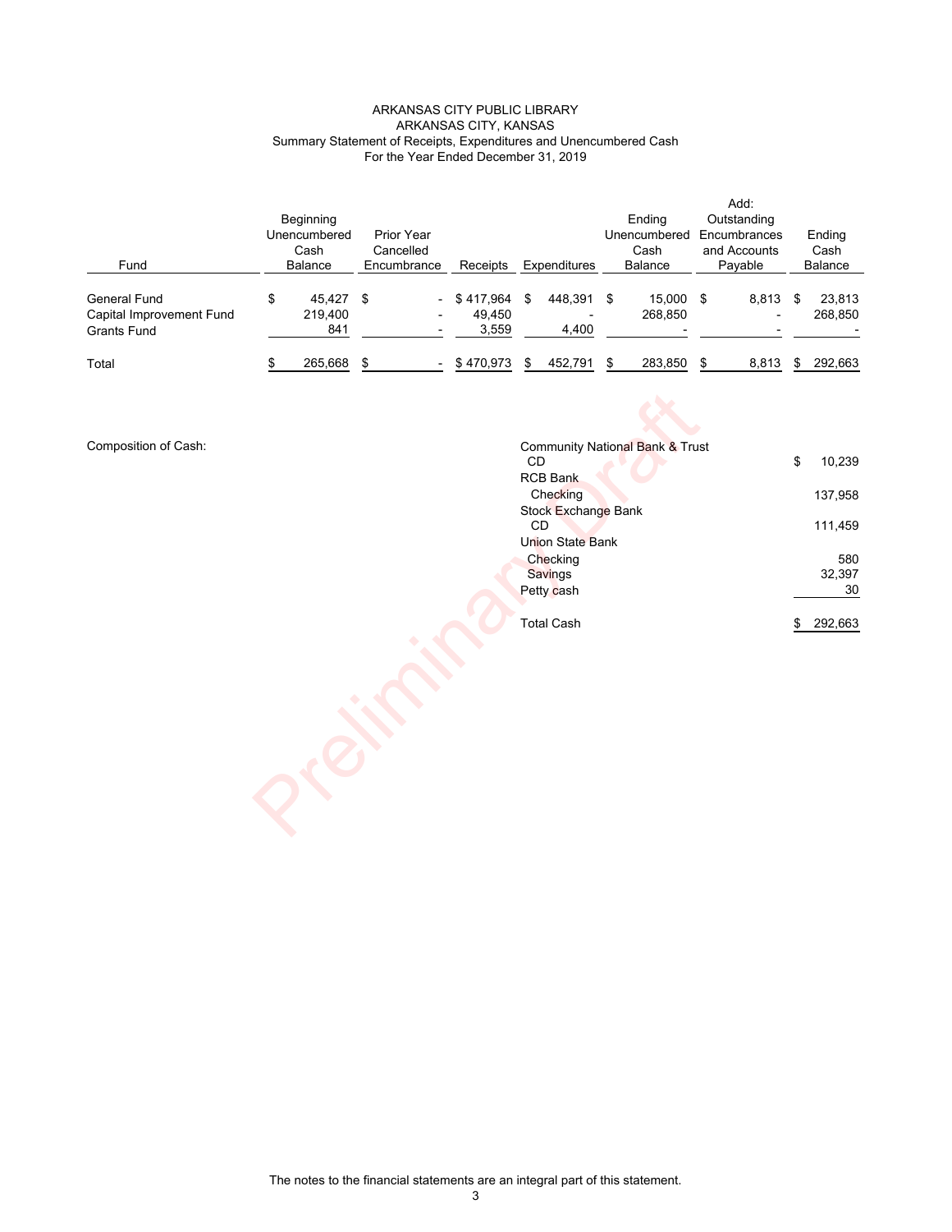ARKANSAS CITY PUBLIC LIBRARY
ARKANSAS CITY, KANSAS
Summary Statement of Receipts, Expenditures and Unencumbered Cash
For the Year Ended December 31, 2019

| Fund | Beginning Unencumbered Cash Balance | Prior Year Cancelled Encumbrance | Receipts | Expenditures | Ending Unencumbered Cash Balance | Add: Outstanding Encumbrances and Accounts Payable | Ending Cash Balance |
|---|---|---|---|---|---|---|---|
| General Fund | $ 45,427 | $ - | $ 417,964 | $ 448,391 | $ 15,000 | $ 8,813 | $ 23,813 |
| Capital Improvement Fund | 219,400 | - | 49,450 | - | 268,850 | - | 268,850 |
| Grants Fund | 841 | - | 3,559 | 4,400 | - | - | - |
| Total | $ 265,668 | $ - | $ 470,973 | $ 452,791 | $ 283,850 | $ 8,813 | $ 292,663 |

Composition of Cash:

| | |
|---|---|
| Community National Bank & Trust | |
| CD | $ 10,239 |
| RCB Bank | |
| Checking | 137,958 |
| Stock Exchange Bank | |
| CD | 111,459 |
| Union State Bank | |
| Checking | 580 |
| Savings | 32,397 |
| Petty cash | 30 |
| Total Cash | $ 292,663 |

The notes to the financial statements are an integral part of this statement.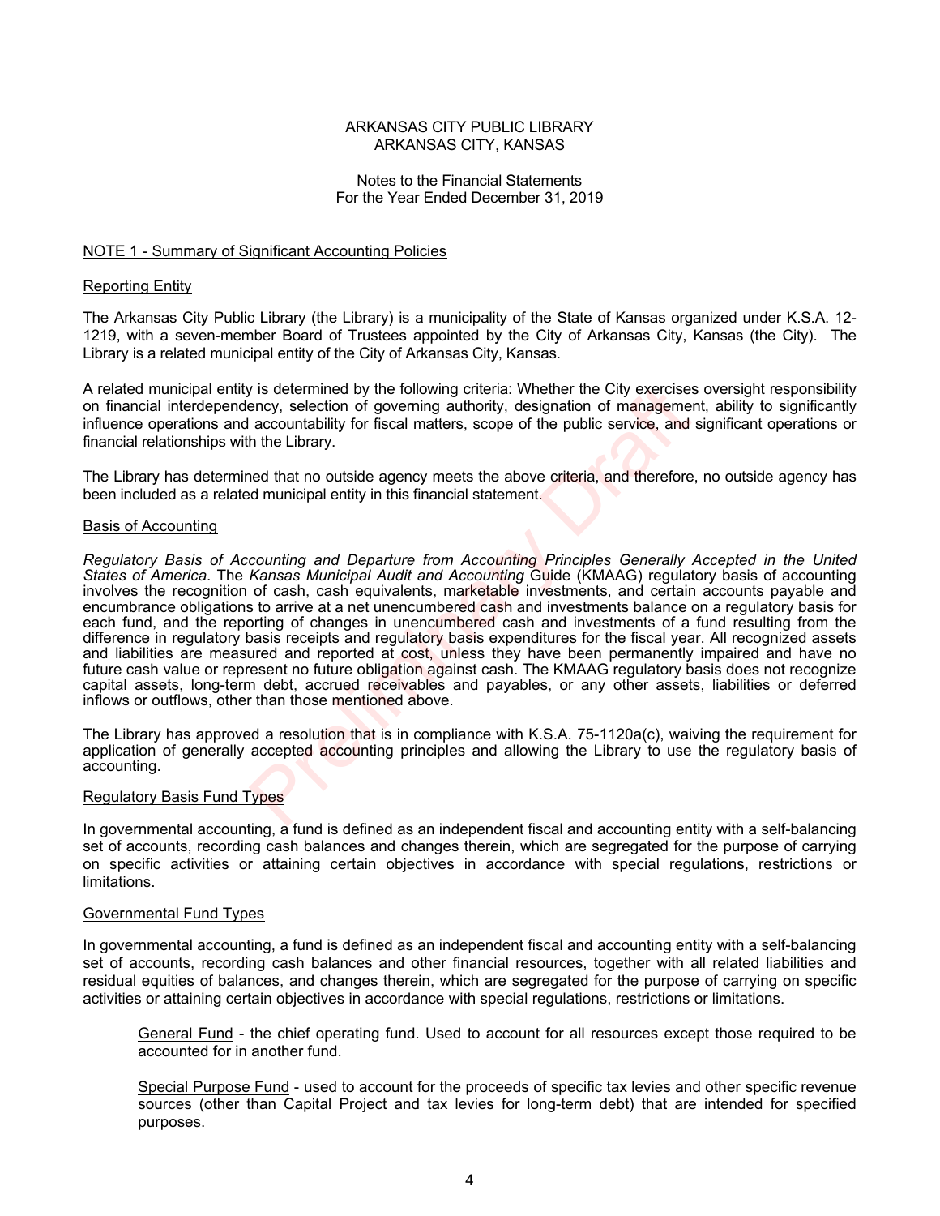ARKANSAS CITY PUBLIC LIBRARY
ARKANSAS CITY, KANSAS

Notes to the Financial Statements
For the Year Ended December 31, 2019

## NOTE 1 - Summary of Significant Accounting Policies

### Reporting Entity

The Arkansas City Public Library (the Library) is a municipality of the State of Kansas organized under K.S.A. 12-1219, with a seven-member Board of Trustees appointed by the City of Arkansas City, Kansas (the City). The Library is a related municipal entity of the City of Arkansas City, Kansas.

A related municipal entity is determined by the following criteria: Whether the City exercises oversight responsibility on financial interdependency, selection of governing authority, designation of management, ability to significantly influence operations and accountability for fiscal matters, scope of the public service, and significant operations or financial relationships with the Library.

The Library has determined that no outside agency meets the above criteria, and therefore, no outside agency has been included as a related municipal entity in this financial statement.

### Basis of Accounting

*Regulatory Basis of Accounting and Departure from Accounting Principles Generally Accepted in the United States of America.* The *Kansas Municipal Audit and Accounting* Guide (KMAAG) regulatory basis of accounting involves the recognition of cash, cash equivalents, marketable investments, and certain accounts payable and encumbrance obligations to arrive at a net unencumbered cash and investments balance on a regulatory basis for each fund, and the reporting of changes in unencumbered cash and investments of a fund resulting from the difference in regulatory basis receipts and regulatory basis expenditures for the fiscal year. All recognized assets and liabilities are measured and reported at cost, unless they have been permanently impaired and have no future cash value or represent no future obligation against cash. The KMAAG regulatory basis does not recognize capital assets, long-term debt, accrued receivables and payables, or any other assets, liabilities or deferred inflows or outflows, other than those mentioned above.

The Library has approved a resolution that is in compliance with K.S.A. 75-1120a(c), waiving the requirement for application of generally accepted accounting principles and allowing the Library to use the regulatory basis of accounting.

### Regulatory Basis Fund Types

In governmental accounting, a fund is defined as an independent fiscal and accounting entity with a self-balancing set of accounts, recording cash balances and changes therein, which are segregated for the purpose of carrying on specific activities or attaining certain objectives in accordance with special regulations, restrictions or limitations.

### Governmental Fund Types

In governmental accounting, a fund is defined as an independent fiscal and accounting entity with a self-balancing set of accounts, recording cash balances and other financial resources, together with all related liabilities and residual equities of balances, and changes therein, which are segregated for the purpose of carrying on specific activities or attaining certain objectives in accordance with special regulations, restrictions or limitations.

General Fund - the chief operating fund. Used to account for all resources except those required to be accounted for in another fund.

Special Purpose Fund - used to account for the proceeds of specific tax levies and other specific revenue sources (other than Capital Project and tax levies for long-term debt) that are intended for specified purposes.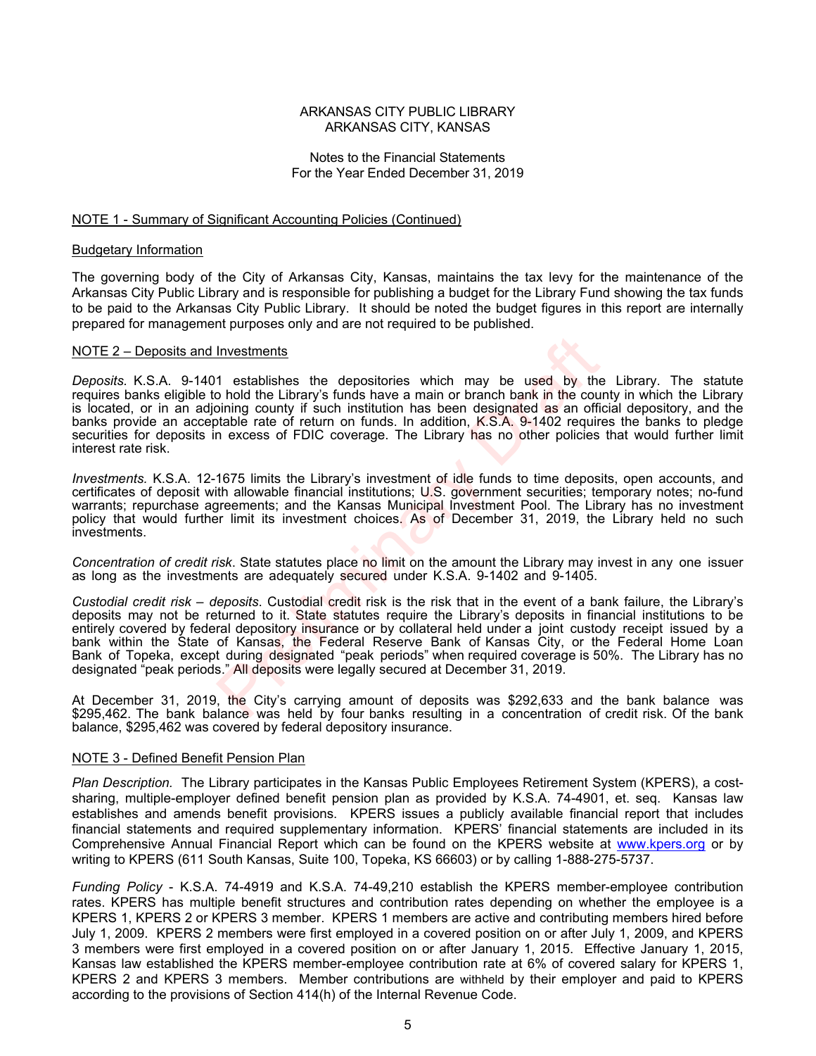ARKANSAS CITY PUBLIC LIBRARY
ARKANSAS CITY, KANSAS

Notes to the Financial Statements
For the Year Ended December 31, 2019

## NOTE 1 - Summary of Significant Accounting Policies (Continued)

### Budgetary Information

The governing body of the City of Arkansas City, Kansas, maintains the tax levy for the maintenance of the Arkansas City Public Library and is responsible for publishing a budget for the Library Fund showing the tax funds to be paid to the Arkansas City Public Library. It should be noted the budget figures in this report are internally prepared for management purposes only and are not required to be published.

## NOTE 2 – Deposits and Investments

*Deposits.* K.S.A. 9-1401 establishes the depositories which may be used by the Library. The statute requires banks eligible to hold the Library's funds have a main or branch bank in the county in which the Library is located, or in an adjoining county if such institution has been designated as an official depository, and the banks provide an acceptable rate of return on funds. In addition, K.S.A. 9-1402 requires the banks to pledge securities for deposits in excess of FDIC coverage. The Library has no other policies that would further limit interest rate risk.

*Investments.* K.S.A. 12-1675 limits the Library's investment of idle funds to time deposits, open accounts, and certificates of deposit with allowable financial institutions; U.S. government securities; temporary notes; no-fund warrants; repurchase agreements; and the Kansas Municipal Investment Pool. The Library has no investment policy that would further limit its investment choices. As of December 31, 2019, the Library held no such investments.

*Concentration of credit risk*. State statutes place no limit on the amount the Library may invest in any one issuer as long as the investments are adequately secured under K.S.A. 9-1402 and 9-1405.

*Custodial credit risk – deposits*. Custodial credit risk is the risk that in the event of a bank failure, the Library's deposits may not be returned to it. State statutes require the Library's deposits in financial institutions to be entirely covered by federal depository insurance or by collateral held under a joint custody receipt issued by a bank within the State of Kansas, the Federal Reserve Bank of Kansas City, or the Federal Home Loan Bank of Topeka, except during designated "peak periods" when required coverage is 50%. The Library has no designated "peak periods." All deposits were legally secured at December 31, 2019.

At December 31, 2019, the City's carrying amount of deposits was $292,633 and the bank balance was $295,462. The bank balance was held by four banks resulting in a concentration of credit risk. Of the bank balance, $295,462 was covered by federal depository insurance.

## NOTE 3 - Defined Benefit Pension Plan

*Plan Description.* The Library participates in the Kansas Public Employees Retirement System (KPERS), a cost-sharing, multiple-employer defined benefit pension plan as provided by K.S.A. 74-4901, et. seq. Kansas law establishes and amends benefit provisions. KPERS issues a publicly available financial report that includes financial statements and required supplementary information. KPERS' financial statements are included in its Comprehensive Annual Financial Report which can be found on the KPERS website at www.kpers.org or by writing to KPERS (611 South Kansas, Suite 100, Topeka, KS 66603) or by calling 1-888-275-5737.

*Funding Policy* - K.S.A. 74-4919 and K.S.A. 74-49,210 establish the KPERS member-employee contribution rates. KPERS has multiple benefit structures and contribution rates depending on whether the employee is a KPERS 1, KPERS 2 or KPERS 3 member. KPERS 1 members are active and contributing members hired before July 1, 2009. KPERS 2 members were first employed in a covered position on or after July 1, 2009, and KPERS 3 members were first employed in a covered position on or after January 1, 2015. Effective January 1, 2015, Kansas law established the KPERS member-employee contribution rate at 6% of covered salary for KPERS 1, KPERS 2 and KPERS 3 members. Member contributions are withheld by their employer and paid to KPERS according to the provisions of Section 414(h) of the Internal Revenue Code.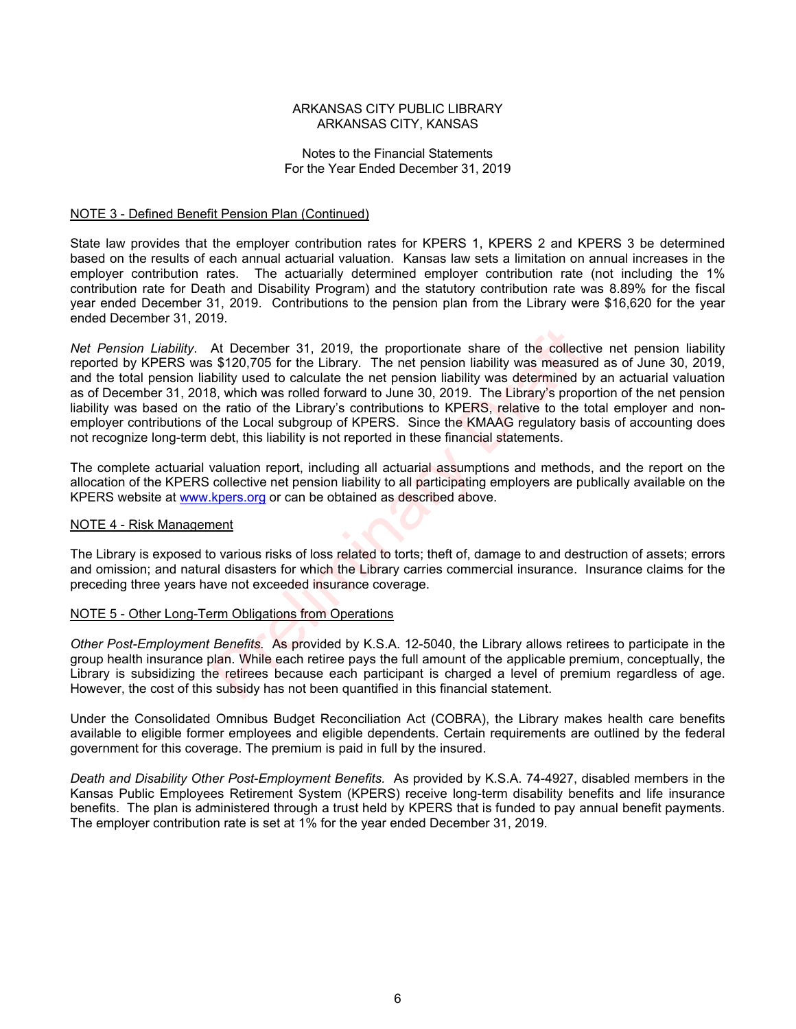ARKANSAS CITY PUBLIC LIBRARY
ARKANSAS CITY, KANSAS

Notes to the Financial Statements
For the Year Ended December 31, 2019

## NOTE 3 - Defined Benefit Pension Plan (Continued)

State law provides that the employer contribution rates for KPERS 1, KPERS 2 and KPERS 3 be determined based on the results of each annual actuarial valuation. Kansas law sets a limitation on annual increases in the employer contribution rates. The actuarially determined employer contribution rate (not including the 1% contribution rate for Death and Disability Program) and the statutory contribution rate was 8.89% for the fiscal year ended December 31, 2019. Contributions to the pension plan from the Library were $16,620 for the year ended December 31, 2019.

*Net Pension Liability*. At December 31, 2019, the proportionate share of the collective net pension liability reported by KPERS was $120,705 for the Library. The net pension liability was measured as of June 30, 2019, and the total pension liability used to calculate the net pension liability was determined by an actuarial valuation as of December 31, 2018, which was rolled forward to June 30, 2019. The Library's proportion of the net pension liability was based on the ratio of the Library's contributions to KPERS, relative to the total employer and non-employer contributions of the Local subgroup of KPERS. Since the KMAAG regulatory basis of accounting does not recognize long-term debt, this liability is not reported in these financial statements.

The complete actuarial valuation report, including all actuarial assumptions and methods, and the report on the allocation of the KPERS collective net pension liability to all participating employers are publically available on the KPERS website at www.kpers.org or can be obtained as described above.

## NOTE 4 - Risk Management

The Library is exposed to various risks of loss related to torts; theft of, damage to and destruction of assets; errors and omission; and natural disasters for which the Library carries commercial insurance. Insurance claims for the preceding three years have not exceeded insurance coverage.

## NOTE 5 - Other Long-Term Obligations from Operations

*Other Post-Employment Benefits.* As provided by K.S.A. 12-5040, the Library allows retirees to participate in the group health insurance plan. While each retiree pays the full amount of the applicable premium, conceptually, the Library is subsidizing the retirees because each participant is charged a level of premium regardless of age. However, the cost of this subsidy has not been quantified in this financial statement.

Under the Consolidated Omnibus Budget Reconciliation Act (COBRA), the Library makes health care benefits available to eligible former employees and eligible dependents. Certain requirements are outlined by the federal government for this coverage. The premium is paid in full by the insured.

*Death and Disability Other Post-Employment Benefits.* As provided by K.S.A. 74-4927, disabled members in the Kansas Public Employees Retirement System (KPERS) receive long-term disability benefits and life insurance benefits. The plan is administered through a trust held by KPERS that is funded to pay annual benefit payments. The employer contribution rate is set at 1% for the year ended December 31, 2019.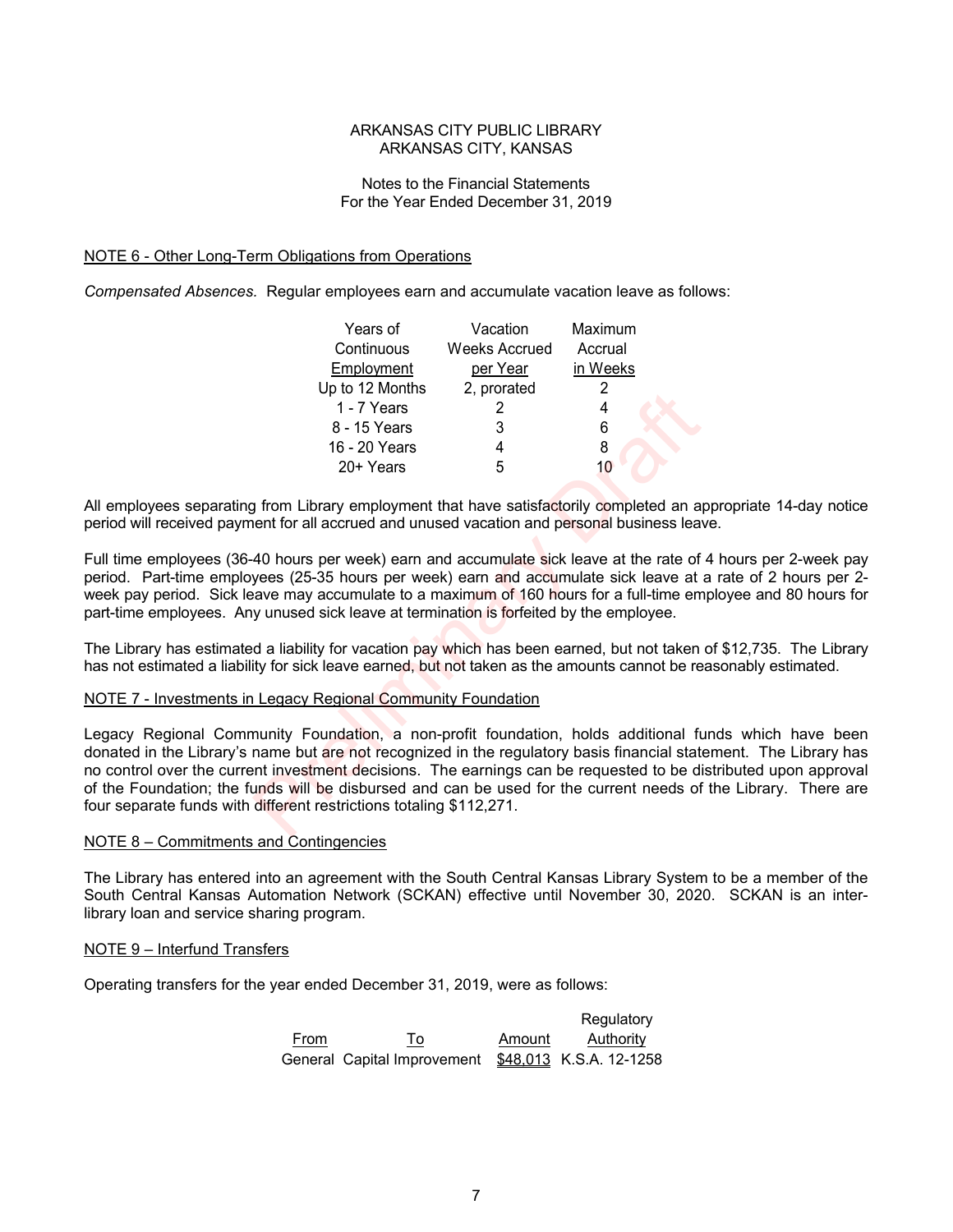ARKANSAS CITY PUBLIC LIBRARY
ARKANSAS CITY, KANSAS

Notes to the Financial Statements
For the Year Ended December 31, 2019

## NOTE 6 - Other Long-Term Obligations from Operations

*Compensated Absences.* Regular employees earn and accumulate vacation leave as follows:

| Years of Continuous Employment | Vacation Weeks Accrued per Year | Maximum Accrual in Weeks |
|---|---|---|
| Up to 12 Months | 2, prorated | 2 |
| 1 - 7 Years | 2 | 4 |
| 8 - 15 Years | 3 | 6 |
| 16 - 20 Years | 4 | 8 |
| 20+ Years | 5 | 10 |

All employees separating from Library employment that have satisfactorily completed an appropriate 14-day notice period will received payment for all accrued and unused vacation and personal business leave.

Full time employees (36-40 hours per week) earn and accumulate sick leave at the rate of 4 hours per 2-week pay period. Part-time employees (25-35 hours per week) earn and accumulate sick leave at a rate of 2 hours per 2-week pay period. Sick leave may accumulate to a maximum of 160 hours for a full-time employee and 80 hours for part-time employees. Any unused sick leave at termination is forfeited by the employee.

The Library has estimated a liability for vacation pay which has been earned, but not taken of $12,735. The Library has not estimated a liability for sick leave earned, but not taken as the amounts cannot be reasonably estimated.

## NOTE 7 - Investments in Legacy Regional Community Foundation

Legacy Regional Community Foundation, a non-profit foundation, holds additional funds which have been donated in the Library's name but are not recognized in the regulatory basis financial statement. The Library has no control over the current investment decisions. The earnings can be requested to be distributed upon approval of the Foundation; the funds will be disbursed and can be used for the current needs of the Library. There are four separate funds with different restrictions totaling $112,271.

## NOTE 8 – Commitments and Contingencies

The Library has entered into an agreement with the South Central Kansas Library System to be a member of the South Central Kansas Automation Network (SCKAN) effective until November 30, 2020. SCKAN is an inter-library loan and service sharing program.

## NOTE 9 – Interfund Transfers

Operating transfers for the year ended December 31, 2019, were as follows:

| From | To | Amount | Regulatory Authority |
|---|---|---|---|
| General | Capital Improvement | $48,013 | K.S.A. 12-1258 |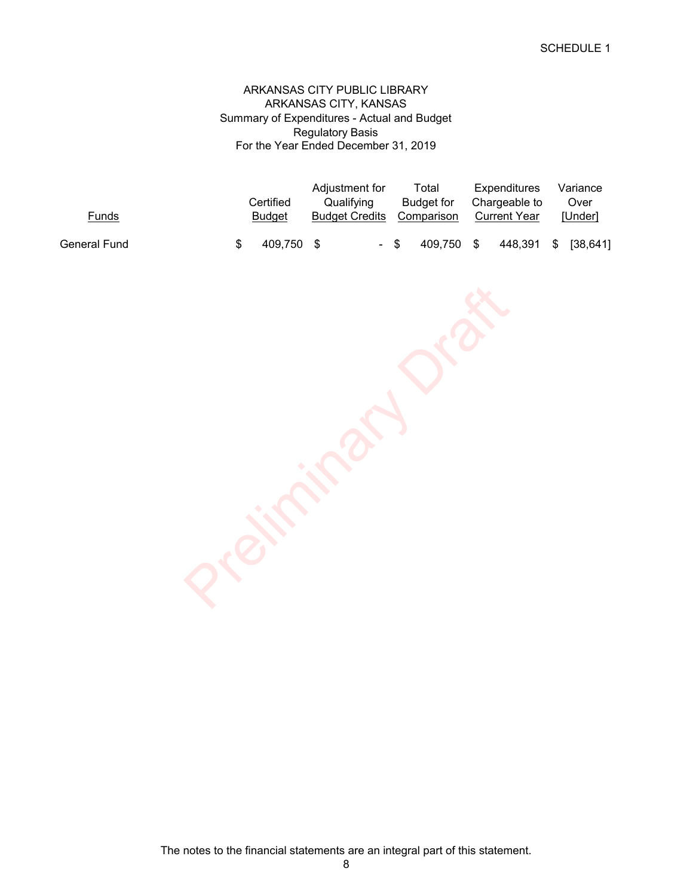SCHEDULE 1

# ARKANSAS CITY PUBLIC LIBRARY
## ARKANSAS CITY, KANSAS
### Summary of Expenditures - Actual and Budget
### Regulatory Basis
### For the Year Ended December 31, 2019

| Funds | Certified Budget | Adjustment for Qualifying Budget Credits | Total Budget for Comparison | Expenditures Chargeable to Current Year | Variance Over [Under] |
|---|---|---|---|---|---|
| General Fund | $ 409,750 | $ - | $ 409,750 | $ 448,391 | $ [38,641] |

Preliminary Draft

The notes to the financial statements are an integral part of this statement.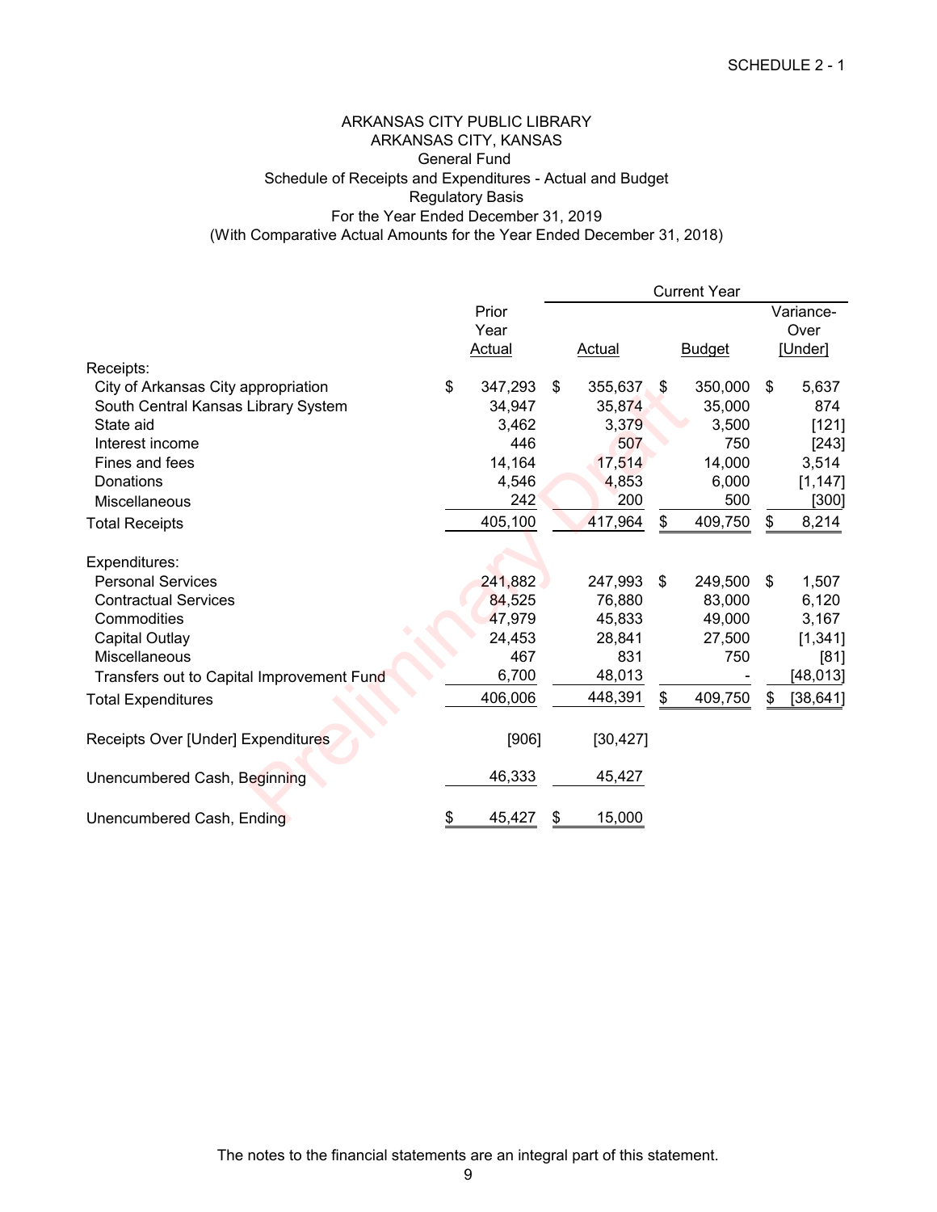SCHEDULE 2 - 1

# ARKANSAS CITY PUBLIC LIBRARY
## ARKANSAS CITY, KANSAS
### General Fund
### Schedule of Receipts and Expenditures - Actual and Budget
### Regulatory Basis
### For the Year Ended December 31, 2019
### (With Comparative Actual Amounts for the Year Ended December 31, 2018)

| | Prior Year Actual | Current Year Actual | Current Year Budget | Current Year Variance-Over [Under] |
|---|---|---|---|---|
| Receipts: | | | | |
| City of Arkansas City appropriation | $ 347,293 | $ 355,637 | $ 350,000 | $ 5,637 |
| South Central Kansas Library System | 34,947 | 35,874 | 35,000 | 874 |
| State aid | 3,462 | 3,379 | 3,500 | [121] |
| Interest income | 446 | 507 | 750 | [243] |
| Fines and fees | 14,164 | 17,514 | 14,000 | 3,514 |
| Donations | 4,546 | 4,853 | 6,000 | [1,147] |
| Miscellaneous | 242 | 200 | 500 | [300] |
| Total Receipts | 405,100 | 417,964 | $ 409,750 | $ 8,214 |
| Expenditures: | | | | |
| Personal Services | 241,882 | 247,993 | $ 249,500 | $ 1,507 |
| Contractual Services | 84,525 | 76,880 | 83,000 | 6,120 |
| Commodities | 47,979 | 45,833 | 49,000 | 3,167 |
| Capital Outlay | 24,453 | 28,841 | 27,500 | [1,341] |
| Miscellaneous | 467 | 831 | 750 | [81] |
| Transfers out to Capital Improvement Fund | 6,700 | 48,013 | - | [48,013] |
| Total Expenditures | 406,006 | 448,391 | $ 409,750 | $ [38,641] |
| Receipts Over [Under] Expenditures | [906] | [30,427] | | |
| Unencumbered Cash, Beginning | 46,333 | 45,427 | | |
| Unencumbered Cash, Ending | $ 45,427 | $ 15,000 | | |

The notes to the financial statements are an integral part of this statement.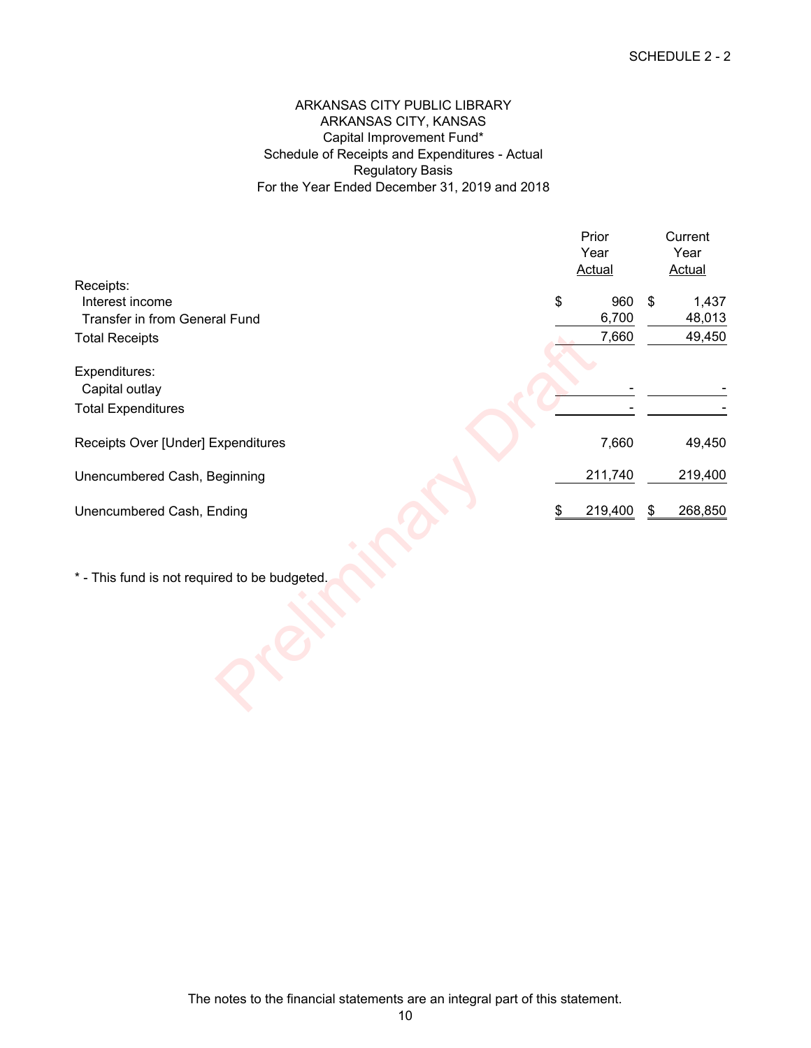SCHEDULE 2 - 2

# ARKANSAS CITY PUBLIC LIBRARY
## ARKANSAS CITY, KANSAS
### Capital Improvement Fund*
### Schedule of Receipts and Expenditures - Actual
### Regulatory Basis
### For the Year Ended December 31, 2019 and 2018

| | Prior Year Actual | Current Year Actual |
|---|---|---|
| Receipts: | | |
| Interest income | $ 960 | $ 1,437 |
| Transfer in from General Fund | 6,700 | 48,013 |
| Total Receipts | 7,660 | 49,450 |
| Expenditures: | | |
| Capital outlay | - | - |
| Total Expenditures | - | - |
| Receipts Over [Under] Expenditures | 7,660 | 49,450 |
| Unencumbered Cash, Beginning | 211,740 | 219,400 |
| Unencumbered Cash, Ending | $ 219,400 | $ 268,850 |

* - This fund is not required to be budgeted.

The notes to the financial statements are an integral part of this statement.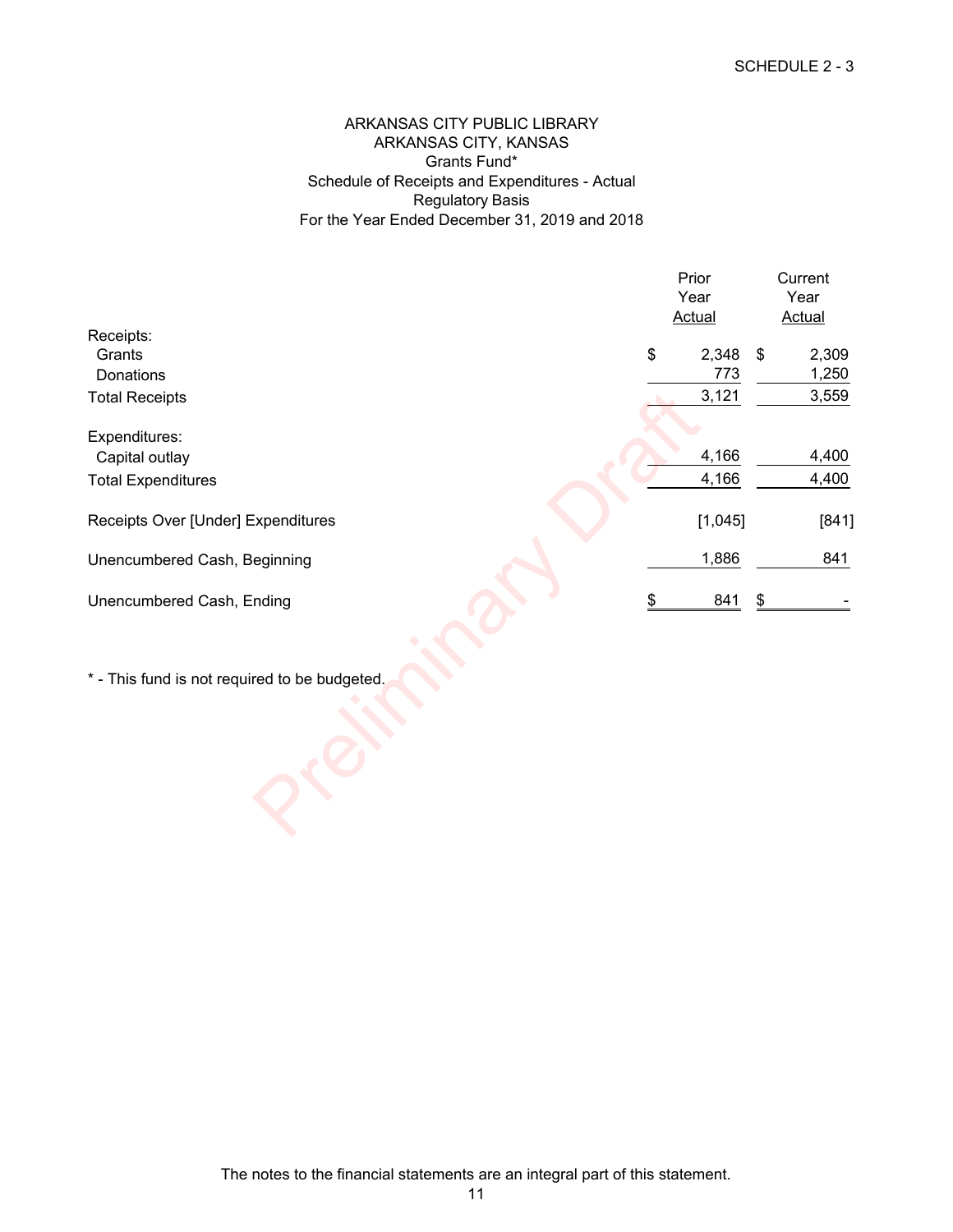SCHEDULE 2 - 3

ARKANSAS CITY PUBLIC LIBRARY
ARKANSAS CITY, KANSAS
Grants Fund*
Schedule of Receipts and Expenditures - Actual
Regulatory Basis
For the Year Ended December 31, 2019 and 2018

| | Prior Year Actual | Current Year Actual |
|---|---|---|
| Receipts: | | |
| Grants | $ 2,348 | $ 2,309 |
| Donations | 773 | 1,250 |
| Total Receipts | 3,121 | 3,559 |
| Expenditures: | | |
| Capital outlay | 4,166 | 4,400 |
| Total Expenditures | 4,166 | 4,400 |
| Receipts Over [Under] Expenditures | [1,045] | [841] |
| Unencumbered Cash, Beginning | 1,886 | 841 |
| Unencumbered Cash, Ending | $ 841 | $ - |

* - This fund is not required to be budgeted.

The notes to the financial statements are an integral part of this statement.